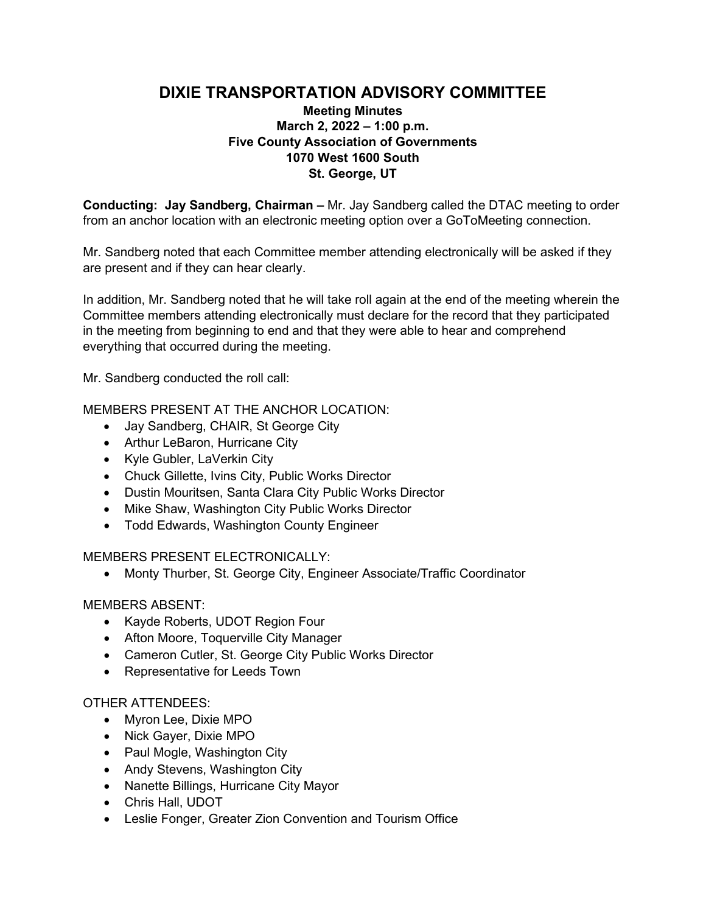# DIXIE TRANSPORTATION ADVISORY COMMITTEE

**Meeting Minutes**
**March 2, 2022 – 1:00 p.m.**
**Five County Association of Governments**
**1070 West 1600 South**
**St. George, UT**

**Conducting: Jay Sandberg, Chairman –** Mr. Jay Sandberg called the DTAC meeting to order from an anchor location with an electronic meeting option over a GoToMeeting connection.

Mr. Sandberg noted that each Committee member attending electronically will be asked if they are present and if they can hear clearly.

In addition, Mr. Sandberg noted that he will take roll again at the end of the meeting wherein the Committee members attending electronically must declare for the record that they participated in the meeting from beginning to end and that they were able to hear and comprehend everything that occurred during the meeting.

Mr. Sandberg conducted the roll call:

MEMBERS PRESENT AT THE ANCHOR LOCATION:

- Jay Sandberg, CHAIR, St George City
- Arthur LeBaron, Hurricane City
- Kyle Gubler, LaVerkin City
- Chuck Gillette, Ivins City, Public Works Director
- Dustin Mouritsen, Santa Clara City Public Works Director
- Mike Shaw, Washington City Public Works Director
- Todd Edwards, Washington County Engineer

MEMBERS PRESENT ELECTRONICALLY:

- Monty Thurber, St. George City, Engineer Associate/Traffic Coordinator

MEMBERS ABSENT:

- Kayde Roberts, UDOT Region Four
- Afton Moore, Toquerville City Manager
- Cameron Cutler, St. George City Public Works Director
- Representative for Leeds Town

OTHER ATTENDEES:

- Myron Lee, Dixie MPO
- Nick Gayer, Dixie MPO
- Paul Mogle, Washington City
- Andy Stevens, Washington City
- Nanette Billings, Hurricane City Mayor
- Chris Hall, UDOT
- Leslie Fonger, Greater Zion Convention and Tourism Office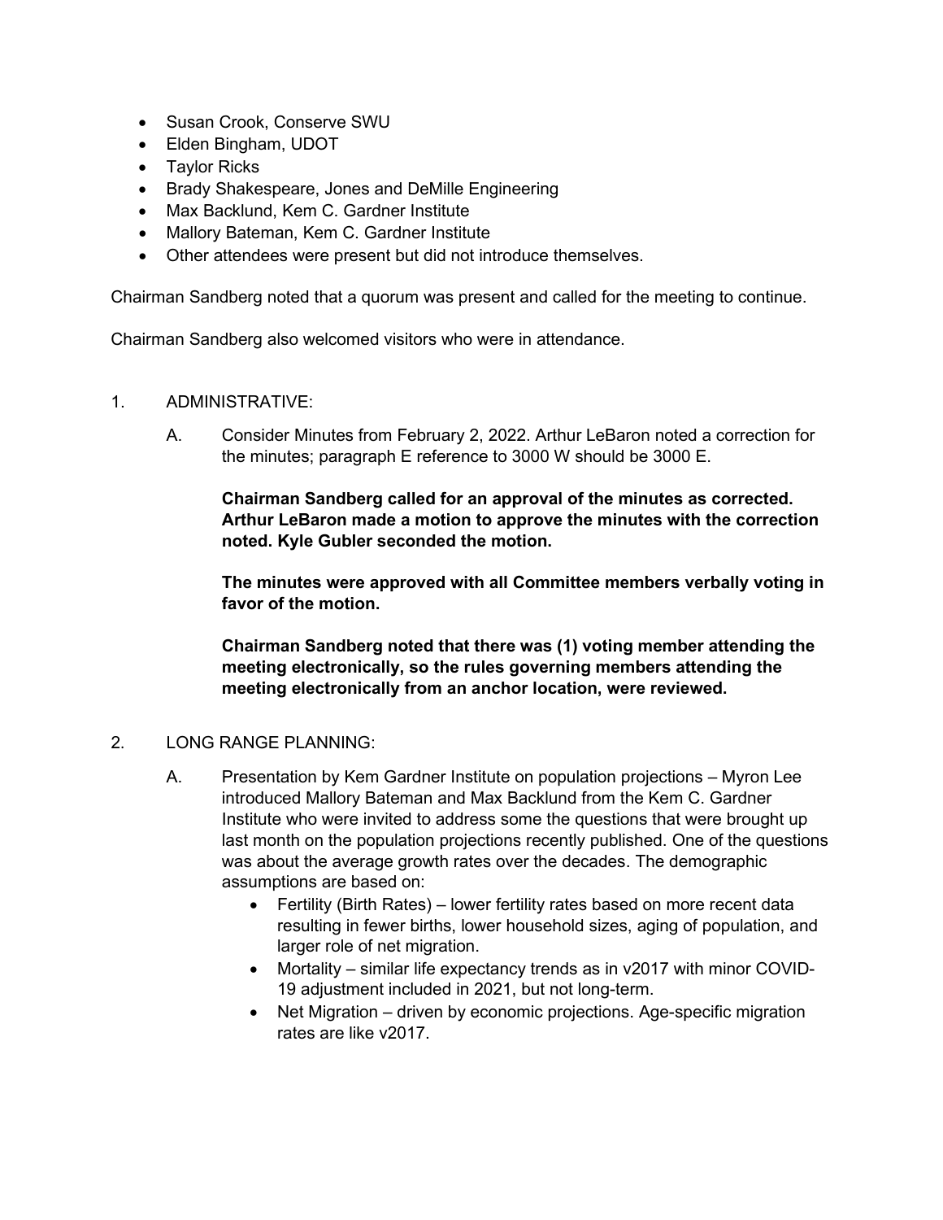- Susan Crook, Conserve SWU
- Elden Bingham, UDOT
- Taylor Ricks
- Brady Shakespeare, Jones and DeMille Engineering
- Max Backlund, Kem C. Gardner Institute
- Mallory Bateman, Kem C. Gardner Institute
- Other attendees were present but did not introduce themselves.

Chairman Sandberg noted that a quorum was present and called for the meeting to continue.

Chairman Sandberg also welcomed visitors who were in attendance.

1. ADMINISTRATIVE:

   A. Consider Minutes from February 2, 2022. Arthur LeBaron noted a correction for the minutes; paragraph E reference to 3000 W should be 3000 E.

      **Chairman Sandberg called for an approval of the minutes as corrected. Arthur LeBaron made a motion to approve the minutes with the correction noted. Kyle Gubler seconded the motion.**

      **The minutes were approved with all Committee members verbally voting in favor of the motion.**

      **Chairman Sandberg noted that there was (1) voting member attending the meeting electronically, so the rules governing members attending the meeting electronically from an anchor location, were reviewed.**

2. LONG RANGE PLANNING:

   A. Presentation by Kem Gardner Institute on population projections – Myron Lee introduced Mallory Bateman and Max Backlund from the Kem C. Gardner Institute who were invited to address some the questions that were brought up last month on the population projections recently published. One of the questions was about the average growth rates over the decades. The demographic assumptions are based on:
      - Fertility (Birth Rates) – lower fertility rates based on more recent data resulting in fewer births, lower household sizes, aging of population, and larger role of net migration.
      - Mortality – similar life expectancy trends as in v2017 with minor COVID-19 adjustment included in 2021, but not long-term.
      - Net Migration – driven by economic projections. Age-specific migration rates are like v2017.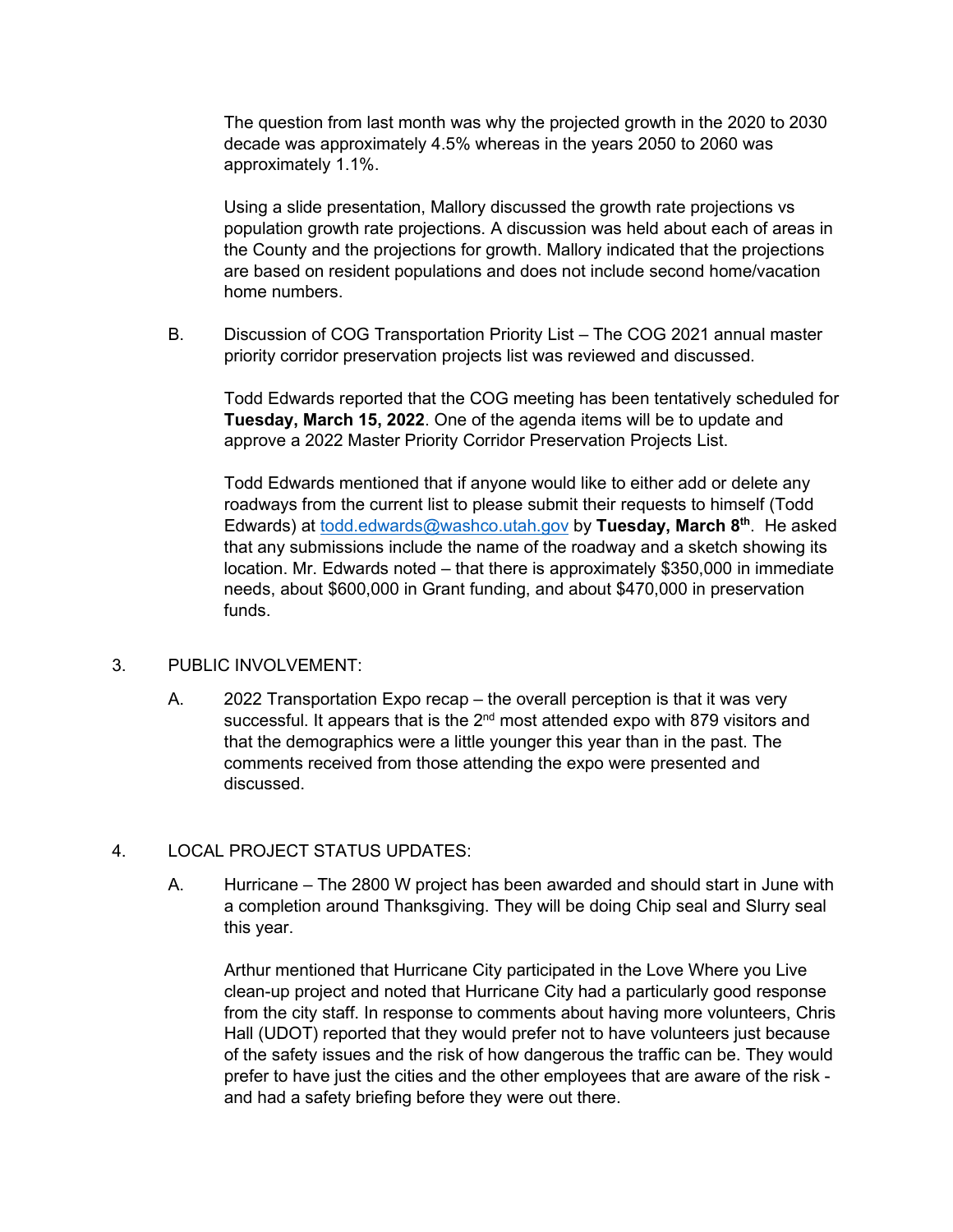The question from last month was why the projected growth in the 2020 to 2030 decade was approximately 4.5% whereas in the years 2050 to 2060 was approximately 1.1%.

Using a slide presentation, Mallory discussed the growth rate projections vs population growth rate projections. A discussion was held about each of areas in the County and the projections for growth. Mallory indicated that the projections are based on resident populations and does not include second home/vacation home numbers.

B. Discussion of COG Transportation Priority List – The COG 2021 annual master priority corridor preservation projects list was reviewed and discussed.

Todd Edwards reported that the COG meeting has been tentatively scheduled for **Tuesday, March 15, 2022**. One of the agenda items will be to update and approve a 2022 Master Priority Corridor Preservation Projects List.

Todd Edwards mentioned that if anyone would like to either add or delete any roadways from the current list to please submit their requests to himself (Todd Edwards) at [todd.edwards@washco.utah.gov](mailto:todd.edwards@washco.utah.gov) by **Tuesday, March 8th**. He asked that any submissions include the name of the roadway and a sketch showing its location. Mr. Edwards noted – that there is approximately $350,000 in immediate needs, about $600,000 in Grant funding, and about $470,000 in preservation funds.

3. PUBLIC INVOLVEMENT:

A. 2022 Transportation Expo recap – the overall perception is that it was very successful. It appears that is the 2nd most attended expo with 879 visitors and that the demographics were a little younger this year than in the past. The comments received from those attending the expo were presented and discussed.

4. LOCAL PROJECT STATUS UPDATES:

A. Hurricane – The 2800 W project has been awarded and should start in June with a completion around Thanksgiving. They will be doing Chip seal and Slurry seal this year.

Arthur mentioned that Hurricane City participated in the Love Where you Live clean-up project and noted that Hurricane City had a particularly good response from the city staff. In response to comments about having more volunteers, Chris Hall (UDOT) reported that they would prefer not to have volunteers just because of the safety issues and the risk of how dangerous the traffic can be. They would prefer to have just the cities and the other employees that are aware of the risk - and had a safety briefing before they were out there.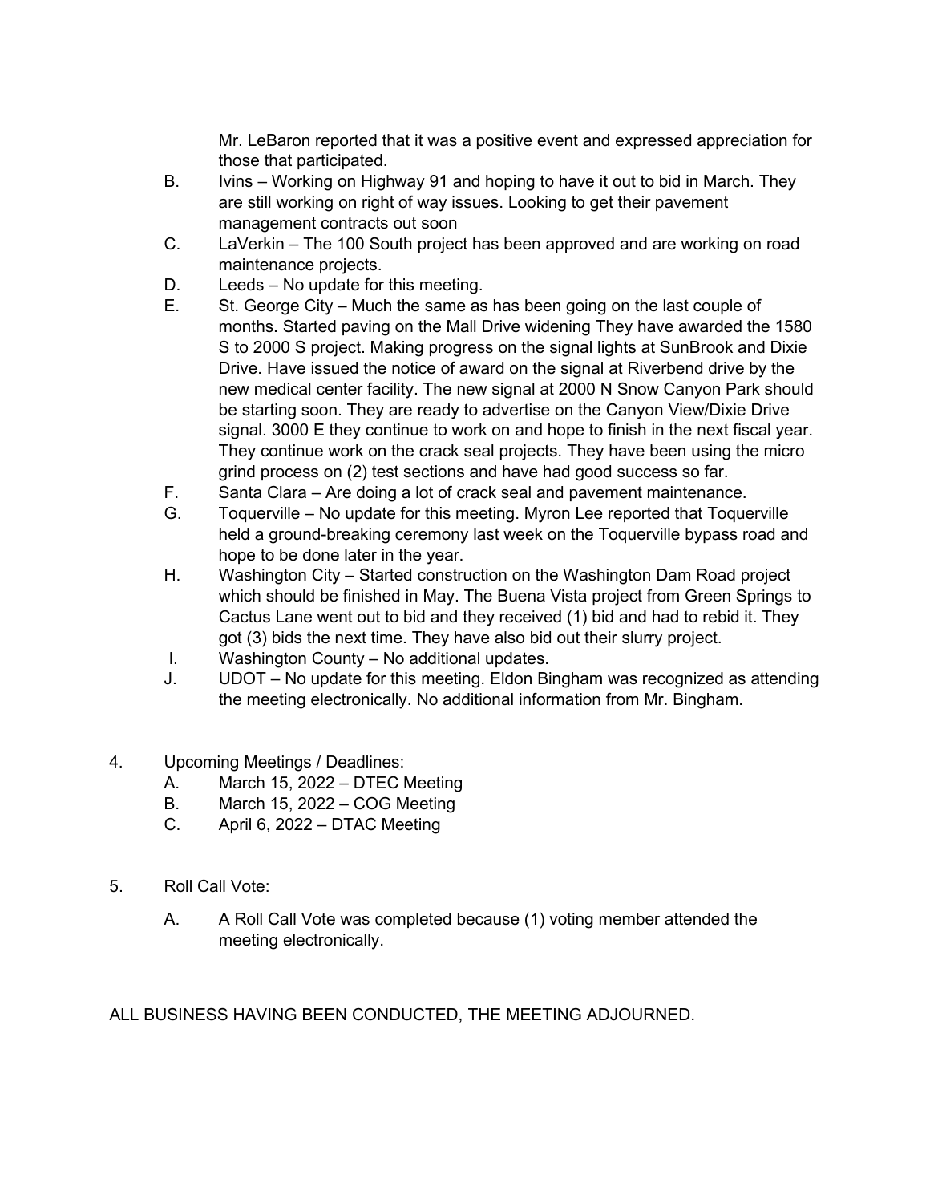Mr. LeBaron reported that it was a positive event and expressed appreciation for those that participated.

B. Ivins – Working on Highway 91 and hoping to have it out to bid in March. They are still working on right of way issues. Looking to get their pavement management contracts out soon

C. LaVerkin – The 100 South project has been approved and are working on road maintenance projects.

D. Leeds – No update for this meeting.

E. St. George City – Much the same as has been going on the last couple of months. Started paving on the Mall Drive widening They have awarded the 1580 S to 2000 S project. Making progress on the signal lights at SunBrook and Dixie Drive. Have issued the notice of award on the signal at Riverbend drive by the new medical center facility. The new signal at 2000 N Snow Canyon Park should be starting soon. They are ready to advertise on the Canyon View/Dixie Drive signal. 3000 E they continue to work on and hope to finish in the next fiscal year. They continue work on the crack seal projects. They have been using the micro grind process on (2) test sections and have had good success so far.

F. Santa Clara – Are doing a lot of crack seal and pavement maintenance.

G. Toquerville – No update for this meeting. Myron Lee reported that Toquerville held a ground-breaking ceremony last week on the Toquerville bypass road and hope to be done later in the year.

H. Washington City – Started construction on the Washington Dam Road project which should be finished in May. The Buena Vista project from Green Springs to Cactus Lane went out to bid and they received (1) bid and had to rebid it. They got (3) bids the next time. They have also bid out their slurry project.

I. Washington County – No additional updates.

J. UDOT – No update for this meeting. Eldon Bingham was recognized as attending the meeting electronically. No additional information from Mr. Bingham.

4. Upcoming Meetings / Deadlines:
   A. March 15, 2022 – DTEC Meeting
   B. March 15, 2022 – COG Meeting
   C. April 6, 2022 – DTAC Meeting

5. Roll Call Vote:
   A. A Roll Call Vote was completed because (1) voting member attended the meeting electronically.

ALL BUSINESS HAVING BEEN CONDUCTED, THE MEETING ADJOURNED.